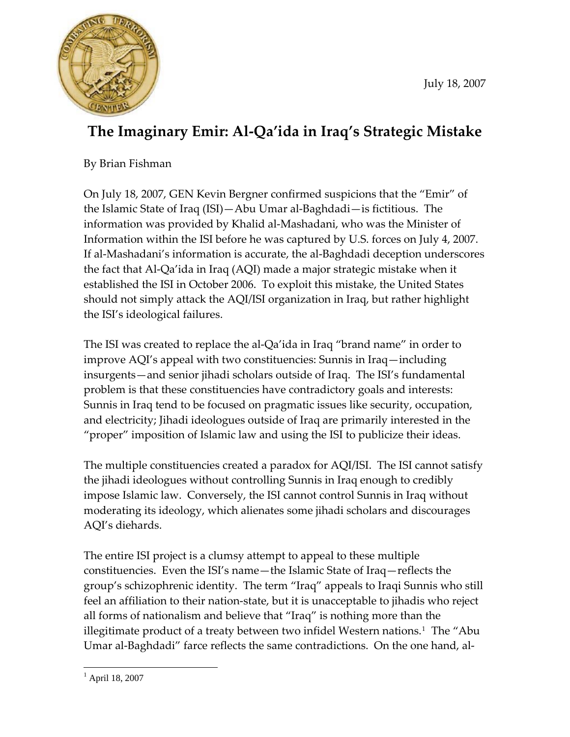July 18, 2007

# The Imaginary Emir: Al-Qa'ida in Iraq's Strategic Mistake

By Brian Fishman

On July 18, 2007, GEN Kevin Bergner confirmed suspicions that the "Emir" of the Islamic State of Iraq (ISI)—Abu Umar al-Baghdadi—is fictitious. The information was provided by Khalid al-Mashadani, who was the Minister of Information within the ISI before he was captured by U.S. forces on July 4, 2007. If al-Mashadani's information is accurate, the al-Baghdadi deception underscores the fact that Al-Qa'ida in Iraq (AQI) made a major strategic mistake when it established the ISI in October 2006. To exploit this mistake, the United States should not simply attack the AQI/ISI organization in Iraq, but rather highlight the ISI's ideological failures.

The ISI was created to replace the al-Qa'ida in Iraq "brand name" in order to improve AQI's appeal with two constituencies: Sunnis in Iraq—including insurgents—and senior jihadi scholars outside of Iraq. The ISI's fundamental problem is that these constituencies have contradictory goals and interests: Sunnis in Iraq tend to be focused on pragmatic issues like security, occupation, and electricity; Jihadi ideologues outside of Iraq are primarily interested in the "proper" imposition of Islamic law and using the ISI to publicize their ideas.

The multiple constituencies created a paradox for AQI/ISI. The ISI cannot satisfy the jihadi ideologues without controlling Sunnis in Iraq enough to credibly impose Islamic law. Conversely, the ISI cannot control Sunnis in Iraq without moderating its ideology, which alienates some jihadi scholars and discourages AQI's diehards.

The entire ISI project is a clumsy attempt to appeal to these multiple constituencies. Even the ISI's name—the Islamic State of Iraq—reflects the group's schizophrenic identity. The term "Iraq" appeals to Iraqi Sunnis who still feel an affiliation to their nation-state, but it is unacceptable to jihadis who reject all forms of nationalism and believe that "Iraq" is nothing more than the illegitimate product of a treaty between two infidel Western nations.[1] The "Abu Umar al-Baghdadi" farce reflects the same contradictions. On the one hand, al-

[1] April 18, 2007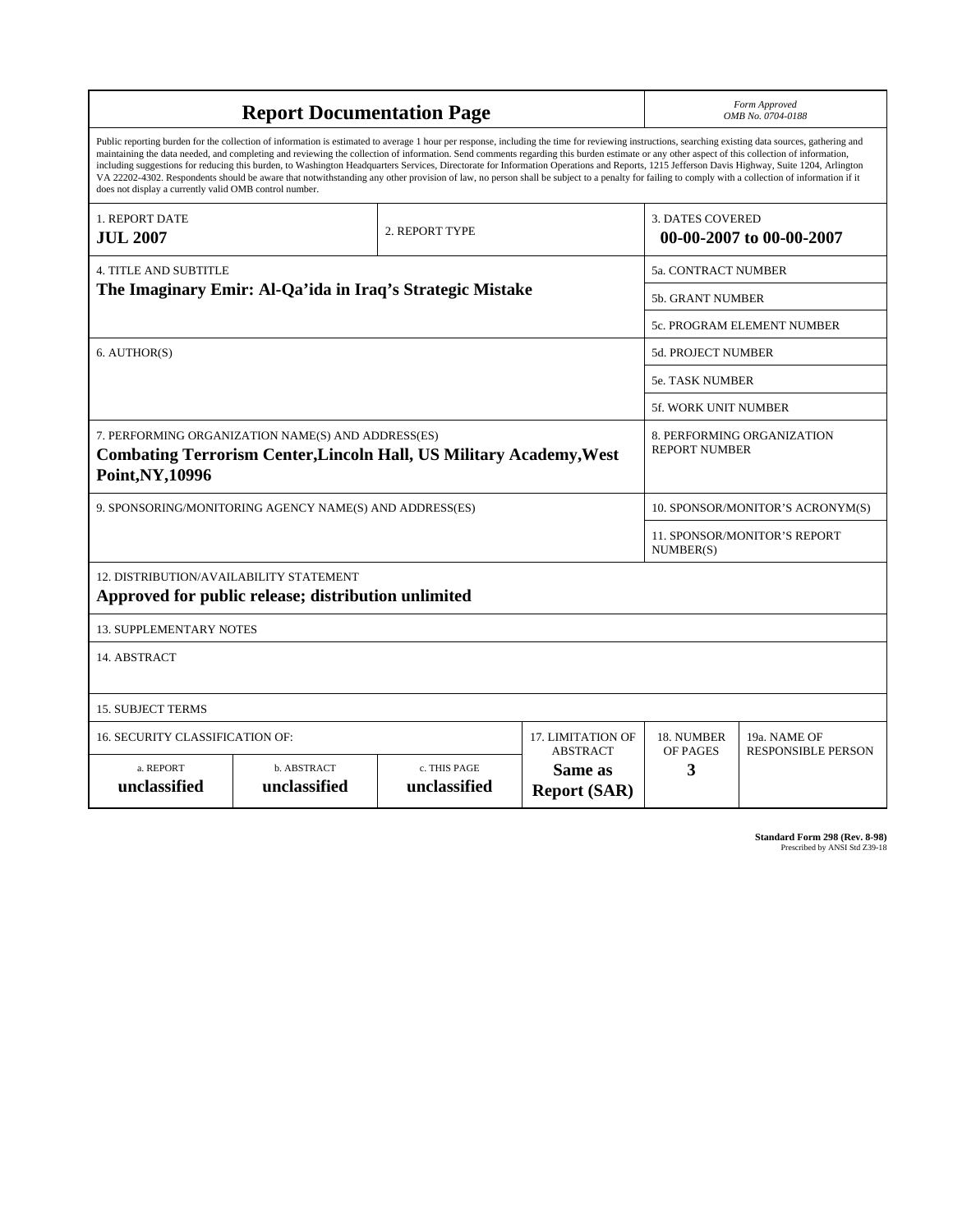# Report Documentation Page

*Form Approved*
*OMB No. 0704-0188*

Public reporting burden for the collection of information is estimated to average 1 hour per response, including the time for reviewing instructions, searching existing data sources, gathering and maintaining the data needed, and completing and reviewing the collection of information. Send comments regarding this burden estimate or any other aspect of this collection of information, including suggestions for reducing this burden, to Washington Headquarters Services, Directorate for Information Operations and Reports, 1215 Jefferson Davis Highway, Suite 1204, Arlington VA 22202-4302. Respondents should be aware that notwithstanding any other provision of law, no person shall be subject to a penalty for failing to comply with a collection of information if it does not display a currently valid OMB control number.

| 1. REPORT DATE | 2. REPORT TYPE | 3. DATES COVERED |
|---|---|---|
| **JUL 2007** | | **00-00-2007 to 00-00-2007** |

| 4. TITLE AND SUBTITLE | |
|---|---|
| **The Imaginary Emir: Al-Qa'ida in Iraq's Strategic Mistake** | 5a. CONTRACT NUMBER |
| | 5b. GRANT NUMBER |
| | 5c. PROGRAM ELEMENT NUMBER |
| 6. AUTHOR(S) | 5d. PROJECT NUMBER |
| | 5e. TASK NUMBER |
| | 5f. WORK UNIT NUMBER |
| 7. PERFORMING ORGANIZATION NAME(S) AND ADDRESS(ES) **Combating Terrorism Center,Lincoln Hall, US Military Academy,West Point,NY,10996** | 8. PERFORMING ORGANIZATION REPORT NUMBER |
| 9. SPONSORING/MONITORING AGENCY NAME(S) AND ADDRESS(ES) | 10. SPONSOR/MONITOR'S ACRONYM(S) |
| | 11. SPONSOR/MONITOR'S REPORT NUMBER(S) |

12. DISTRIBUTION/AVAILABILITY STATEMENT
**Approved for public release; distribution unlimited**

13. SUPPLEMENTARY NOTES

14. ABSTRACT

15. SUBJECT TERMS

| 16. SECURITY CLASSIFICATION OF: | | | 17. LIMITATION OF ABSTRACT | 18. NUMBER OF PAGES | 19a. NAME OF RESPONSIBLE PERSON |
|---|---|---|---|---|---|
| a. REPORT **unclassified** | b. ABSTRACT **unclassified** | c. THIS PAGE **unclassified** | **Same as Report (SAR)** | **3** | |

**Standard Form 298 (Rev. 8-98)**
Prescribed by ANSI Std Z39-18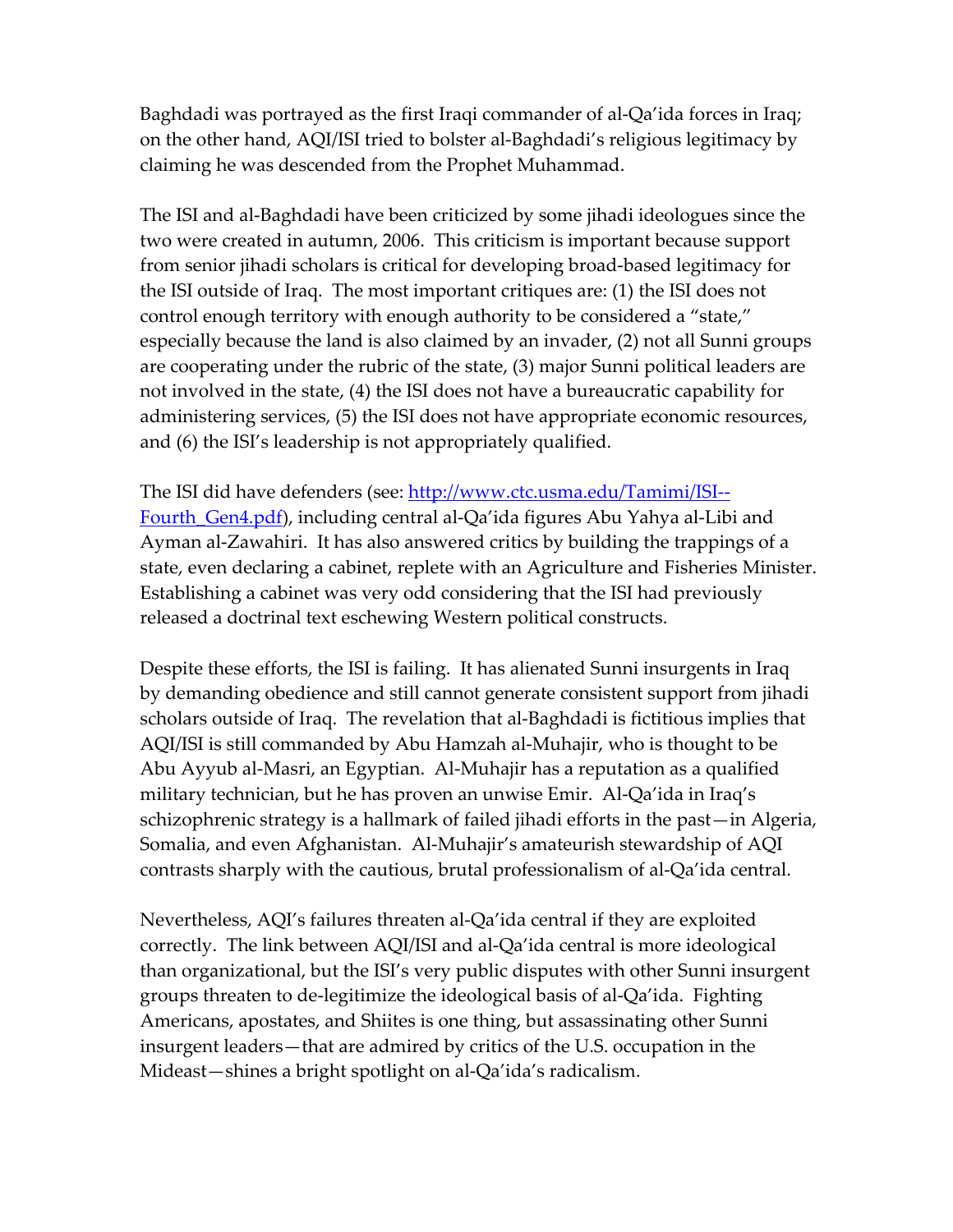Baghdadi was portrayed as the first Iraqi commander of al-Qa'ida forces in Iraq; on the other hand, AQI/ISI tried to bolster al-Baghdadi's religious legitimacy by claiming he was descended from the Prophet Muhammad.

The ISI and al-Baghdadi have been criticized by some jihadi ideologues since the two were created in autumn, 2006. This criticism is important because support from senior jihadi scholars is critical for developing broad-based legitimacy for the ISI outside of Iraq. The most important critiques are: (1) the ISI does not control enough territory with enough authority to be considered a "state," especially because the land is also claimed by an invader, (2) not all Sunni groups are cooperating under the rubric of the state, (3) major Sunni political leaders are not involved in the state, (4) the ISI does not have a bureaucratic capability for administering services, (5) the ISI does not have appropriate economic resources, and (6) the ISI's leadership is not appropriately qualified.

The ISI did have defenders (see: [http://www.ctc.usma.edu/Tamimi/ISI--Fourth_Gen4.pdf](http://www.ctc.usma.edu/Tamimi/ISI--Fourth_Gen4.pdf)), including central al-Qa'ida figures Abu Yahya al-Libi and Ayman al-Zawahiri. It has also answered critics by building the trappings of a state, even declaring a cabinet, replete with an Agriculture and Fisheries Minister. Establishing a cabinet was very odd considering that the ISI had previously released a doctrinal text eschewing Western political constructs.

Despite these efforts, the ISI is failing. It has alienated Sunni insurgents in Iraq by demanding obedience and still cannot generate consistent support from jihadi scholars outside of Iraq. The revelation that al-Baghdadi is fictitious implies that AQI/ISI is still commanded by Abu Hamzah al-Muhajir, who is thought to be Abu Ayyub al-Masri, an Egyptian. Al-Muhajir has a reputation as a qualified military technician, but he has proven an unwise Emir. Al-Qa'ida in Iraq's schizophrenic strategy is a hallmark of failed jihadi efforts in the past—in Algeria, Somalia, and even Afghanistan. Al-Muhajir's amateurish stewardship of AQI contrasts sharply with the cautious, brutal professionalism of al-Qa'ida central.

Nevertheless, AQI's failures threaten al-Qa'ida central if they are exploited correctly. The link between AQI/ISI and al-Qa'ida central is more ideological than organizational, but the ISI's very public disputes with other Sunni insurgent groups threaten to de-legitimize the ideological basis of al-Qa'ida. Fighting Americans, apostates, and Shiites is one thing, but assassinating other Sunni insurgent leaders—that are admired by critics of the U.S. occupation in the Mideast—shines a bright spotlight on al-Qa'ida's radicalism.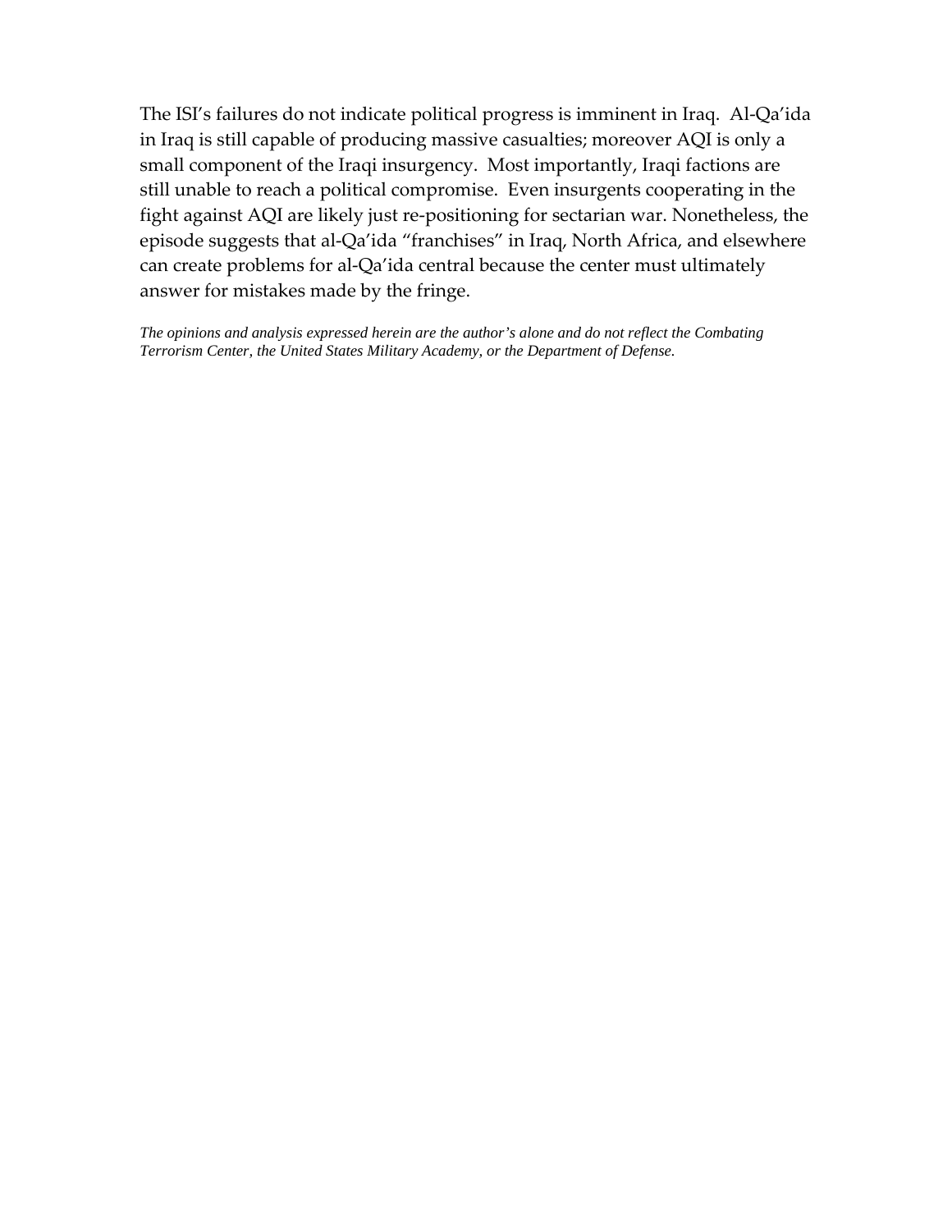The ISI's failures do not indicate political progress is imminent in Iraq. Al-Qa'ida in Iraq is still capable of producing massive casualties; moreover AQI is only a small component of the Iraqi insurgency. Most importantly, Iraqi factions are still unable to reach a political compromise. Even insurgents cooperating in the fight against AQI are likely just re-positioning for sectarian war. Nonetheless, the episode suggests that al-Qa'ida "franchises" in Iraq, North Africa, and elsewhere can create problems for al-Qa'ida central because the center must ultimately answer for mistakes made by the fringe.

*The opinions and analysis expressed herein are the author's alone and do not reflect the Combating Terrorism Center, the United States Military Academy, or the Department of Defense.*